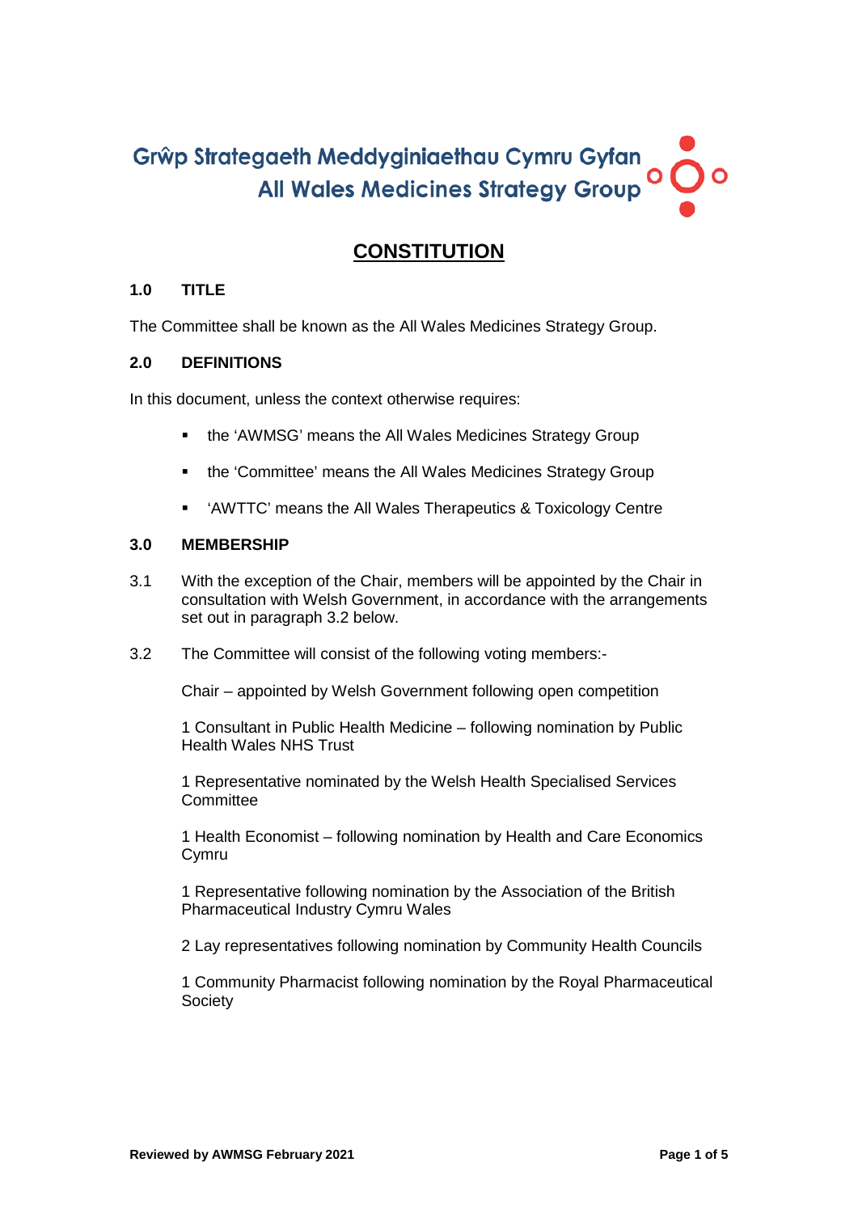Grŵp Strategaeth Meddyginiaethau Cymru Gyfan
All Wales Medicines Strategy Group

# CONSTITUTION

## 1.0 TITLE

The Committee shall be known as the All Wales Medicines Strategy Group.

## 2.0 DEFINITIONS

In this document, unless the context otherwise requires:

- the 'AWMSG' means the All Wales Medicines Strategy Group
- the 'Committee' means the All Wales Medicines Strategy Group
- 'AWTTC' means the All Wales Therapeutics & Toxicology Centre

## 3.0 MEMBERSHIP

3.1 With the exception of the Chair, members will be appointed by the Chair in consultation with Welsh Government, in accordance with the arrangements set out in paragraph 3.2 below.

3.2 The Committee will consist of the following voting members:-

Chair – appointed by Welsh Government following open competition

1 Consultant in Public Health Medicine – following nomination by Public Health Wales NHS Trust

1 Representative nominated by the Welsh Health Specialised Services Committee

1 Health Economist – following nomination by Health and Care Economics Cymru

1 Representative following nomination by the Association of the British Pharmaceutical Industry Cymru Wales

2 Lay representatives following nomination by Community Health Councils

1 Community Pharmacist following nomination by the Royal Pharmaceutical Society

Reviewed by AWMSG February 2021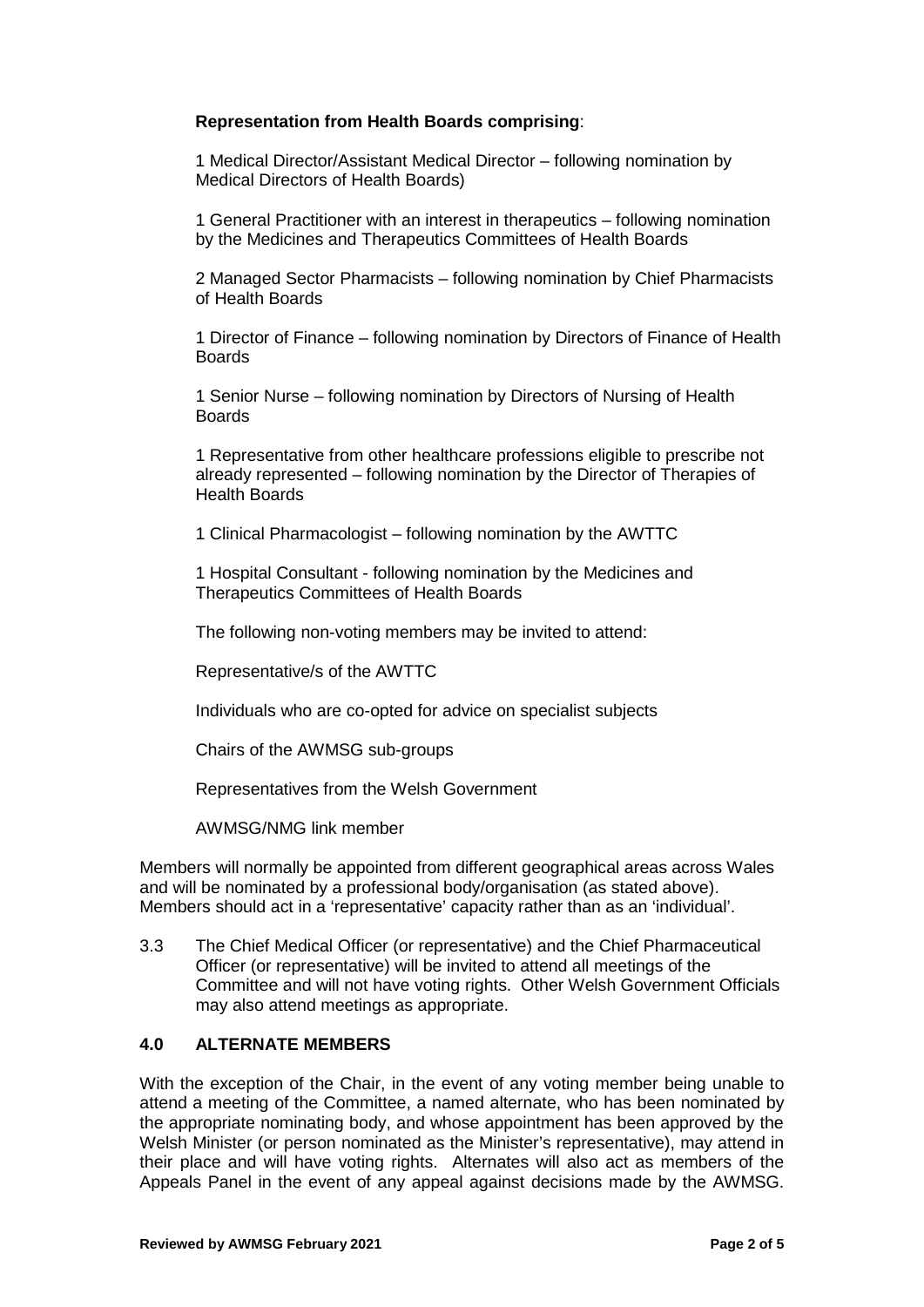**Representation from Health Boards comprising**:

1 Medical Director/Assistant Medical Director – following nomination by Medical Directors of Health Boards)

1 General Practitioner with an interest in therapeutics – following nomination by the Medicines and Therapeutics Committees of Health Boards

2 Managed Sector Pharmacists – following nomination by Chief Pharmacists of Health Boards

1 Director of Finance – following nomination by Directors of Finance of Health Boards

1 Senior Nurse – following nomination by Directors of Nursing of Health Boards

1 Representative from other healthcare professions eligible to prescribe not already represented – following nomination by the Director of Therapies of Health Boards

1 Clinical Pharmacologist – following nomination by the AWTTC

1 Hospital Consultant - following nomination by the Medicines and Therapeutics Committees of Health Boards

The following non-voting members may be invited to attend:

Representative/s of the AWTTC

Individuals who are co-opted for advice on specialist subjects

Chairs of the AWMSG sub-groups

Representatives from the Welsh Government

AWMSG/NMG link member

Members will normally be appointed from different geographical areas across Wales and will be nominated by a professional body/organisation (as stated above). Members should act in a 'representative' capacity rather than as an 'individual'.

3.3 The Chief Medical Officer (or representative) and the Chief Pharmaceutical Officer (or representative) will be invited to attend all meetings of the Committee and will not have voting rights. Other Welsh Government Officials may also attend meetings as appropriate.

## 4.0 ALTERNATE MEMBERS

With the exception of the Chair, in the event of any voting member being unable to attend a meeting of the Committee, a named alternate, who has been nominated by the appropriate nominating body, and whose appointment has been approved by the Welsh Minister (or person nominated as the Minister's representative), may attend in their place and will have voting rights. Alternates will also act as members of the Appeals Panel in the event of any appeal against decisions made by the AWMSG.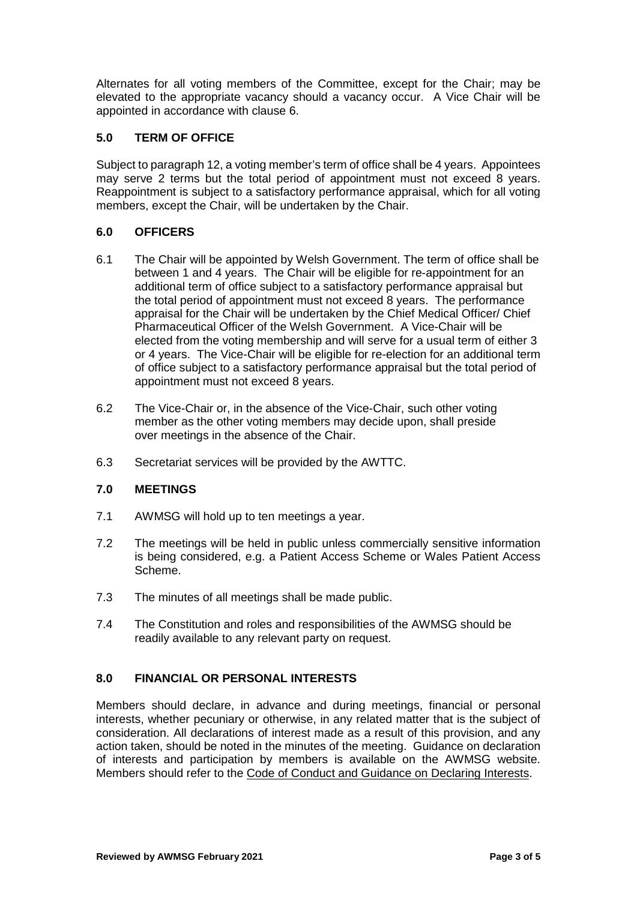Alternates for all voting members of the Committee, except for the Chair; may be elevated to the appropriate vacancy should a vacancy occur. A Vice Chair will be appointed in accordance with clause 6.

## 5.0 TERM OF OFFICE

Subject to paragraph 12, a voting member's term of office shall be 4 years. Appointees may serve 2 terms but the total period of appointment must not exceed 8 years. Reappointment is subject to a satisfactory performance appraisal, which for all voting members, except the Chair, will be undertaken by the Chair.

## 6.0 OFFICERS

6.1 The Chair will be appointed by Welsh Government. The term of office shall be between 1 and 4 years. The Chair will be eligible for re-appointment for an additional term of office subject to a satisfactory performance appraisal but the total period of appointment must not exceed 8 years. The performance appraisal for the Chair will be undertaken by the Chief Medical Officer/ Chief Pharmaceutical Officer of the Welsh Government. A Vice-Chair will be elected from the voting membership and will serve for a usual term of either 3 or 4 years. The Vice-Chair will be eligible for re-election for an additional term of office subject to a satisfactory performance appraisal but the total period of appointment must not exceed 8 years.

6.2 The Vice-Chair or, in the absence of the Vice-Chair, such other voting member as the other voting members may decide upon, shall preside over meetings in the absence of the Chair.

6.3 Secretariat services will be provided by the AWTTC.

## 7.0 MEETINGS

7.1 AWMSG will hold up to ten meetings a year.

7.2 The meetings will be held in public unless commercially sensitive information is being considered, e.g. a Patient Access Scheme or Wales Patient Access Scheme.

7.3 The minutes of all meetings shall be made public.

7.4 The Constitution and roles and responsibilities of the AWMSG should be readily available to any relevant party on request.

## 8.0 FINANCIAL OR PERSONAL INTERESTS

Members should declare, in advance and during meetings, financial or personal interests, whether pecuniary or otherwise, in any related matter that is the subject of consideration. All declarations of interest made as a result of this provision, and any action taken, should be noted in the minutes of the meeting. Guidance on declaration of interests and participation by members is available on the AWMSG website. Members should refer to the Code of Conduct and Guidance on Declaring Interests.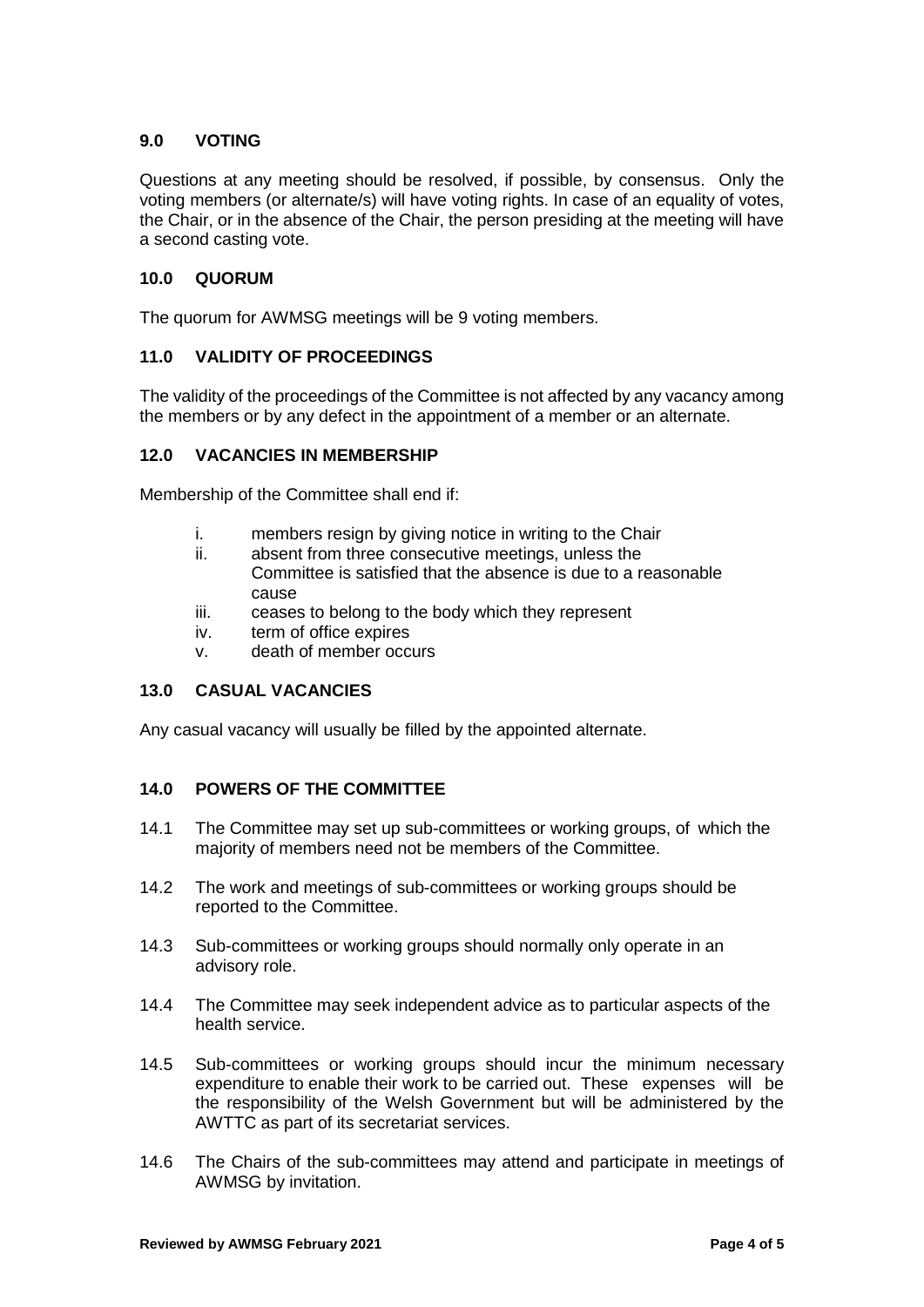## 9.0 VOTING

Questions at any meeting should be resolved, if possible, by consensus. Only the voting members (or alternate/s) will have voting rights. In case of an equality of votes, the Chair, or in the absence of the Chair, the person presiding at the meeting will have a second casting vote.

## 10.0 QUORUM

The quorum for AWMSG meetings will be 9 voting members.

## 11.0 VALIDITY OF PROCEEDINGS

The validity of the proceedings of the Committee is not affected by any vacancy among the members or by any defect in the appointment of a member or an alternate.

## 12.0 VACANCIES IN MEMBERSHIP

Membership of the Committee shall end if:

- i. members resign by giving notice in writing to the Chair
- ii. absent from three consecutive meetings, unless the Committee is satisfied that the absence is due to a reasonable cause
- iii. ceases to belong to the body which they represent
- iv. term of office expires
- v. death of member occurs

## 13.0 CASUAL VACANCIES

Any casual vacancy will usually be filled by the appointed alternate.

## 14.0 POWERS OF THE COMMITTEE

14.1 The Committee may set up sub-committees or working groups, of which the majority of members need not be members of the Committee.

14.2 The work and meetings of sub-committees or working groups should be reported to the Committee.

14.3 Sub-committees or working groups should normally only operate in an advisory role.

14.4 The Committee may seek independent advice as to particular aspects of the health service.

14.5 Sub-committees or working groups should incur the minimum necessary expenditure to enable their work to be carried out. These expenses will be the responsibility of the Welsh Government but will be administered by the AWTTC as part of its secretariat services.

14.6 The Chairs of the sub-committees may attend and participate in meetings of AWMSG by invitation.

**Reviewed by AWMSG February 2021**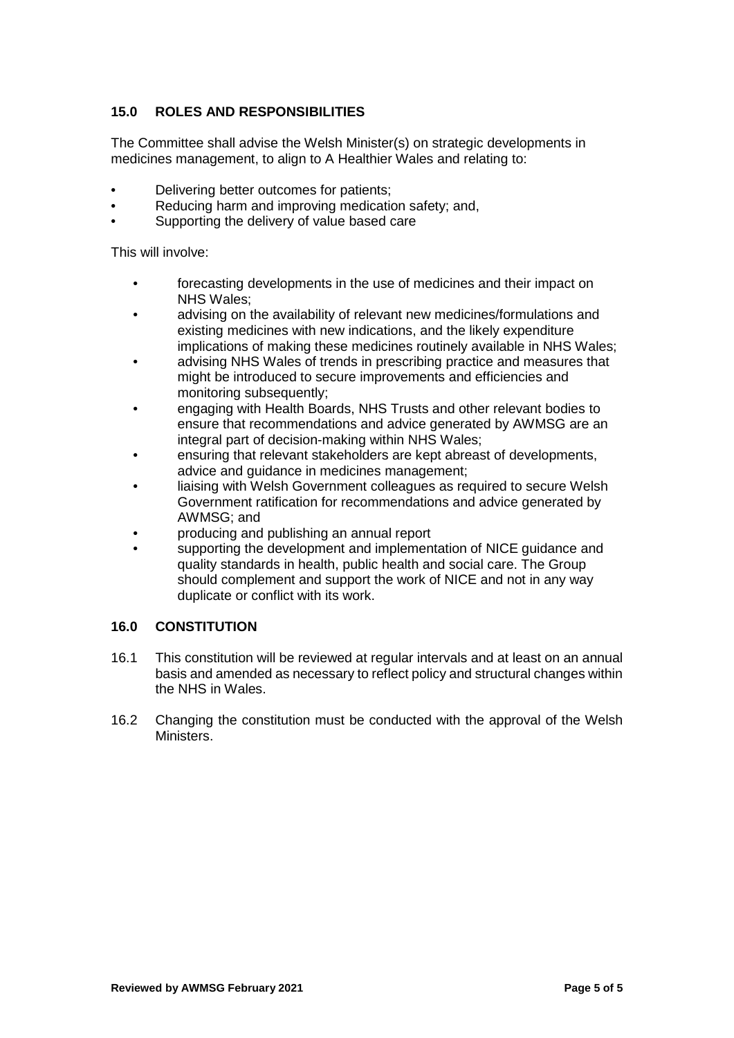## 15.0 ROLES AND RESPONSIBILITIES

The Committee shall advise the Welsh Minister(s) on strategic developments in medicines management, to align to A Healthier Wales and relating to:

- Delivering better outcomes for patients;
- Reducing harm and improving medication safety; and,
- Supporting the delivery of value based care

This will involve:

- forecasting developments in the use of medicines and their impact on NHS Wales;
- advising on the availability of relevant new medicines/formulations and existing medicines with new indications, and the likely expenditure implications of making these medicines routinely available in NHS Wales;
- advising NHS Wales of trends in prescribing practice and measures that might be introduced to secure improvements and efficiencies and monitoring subsequently;
- engaging with Health Boards, NHS Trusts and other relevant bodies to ensure that recommendations and advice generated by AWMSG are an integral part of decision-making within NHS Wales;
- ensuring that relevant stakeholders are kept abreast of developments, advice and guidance in medicines management;
- liaising with Welsh Government colleagues as required to secure Welsh Government ratification for recommendations and advice generated by AWMSG; and
- producing and publishing an annual report
- supporting the development and implementation of NICE guidance and quality standards in health, public health and social care. The Group should complement and support the work of NICE and not in any way duplicate or conflict with its work.

## 16.0 CONSTITUTION

16.1 This constitution will be reviewed at regular intervals and at least on an annual basis and amended as necessary to reflect policy and structural changes within the NHS in Wales.

16.2 Changing the constitution must be conducted with the approval of the Welsh Ministers.

**Reviewed by AWMSG February 2021**